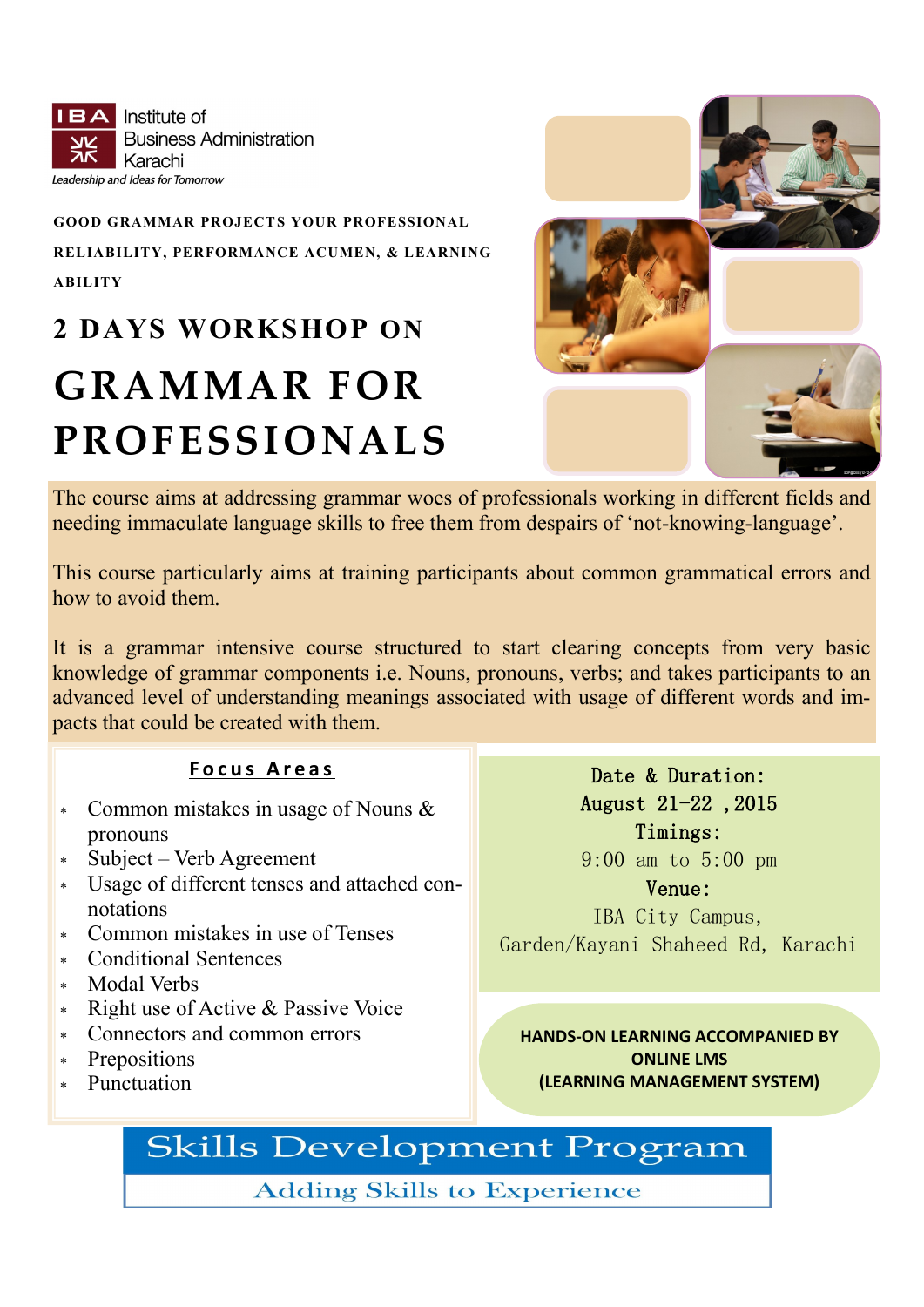IBA Institute of Business Administration Karachi

*Leadership and Ideas for Tomorrow*

**GOOD GRAMMAR PROJECTS YOUR PROFESSIONAL RELIABILITY, PERFORMANCE ACUMEN, & LEARNING ABILITY**

## 2 DAYS WORKSHOP ON

# GRAMMAR FOR PROFESSIONALS

The course aims at addressing grammar woes of professionals working in different fields and needing immaculate language skills to free them from despairs of 'not-knowing-language'.

This course particularly aims at training participants about common grammatical errors and how to avoid them.

It is a grammar intensive course structured to start clearing concepts from very basic knowledge of grammar components i.e. Nouns, pronouns, verbs; and takes participants to an advanced level of understanding meanings associated with usage of different words and impacts that could be created with them.

### Focus Areas

- Common mistakes in usage of Nouns & pronouns
- Subject – Verb Agreement
- Usage of different tenses and attached connotations
- Common mistakes in use of Tenses
- Conditional Sentences
- Modal Verbs
- Right use of Active & Passive Voice
- Connectors and common errors
- Prepositions
- Punctuation

**Date & Duration:**
August 21-22 ,2015

**Timings:**
9:00 am to 5:00 pm

**Venue:**
IBA City Campus,
Garden/Kayani Shaheed Rd, Karachi

**HANDS-ON LEARNING ACCOMPANIED BY ONLINE LMS (LEARNING MANAGEMENT SYSTEM)**

## Skills Development Program

Adding Skills to Experience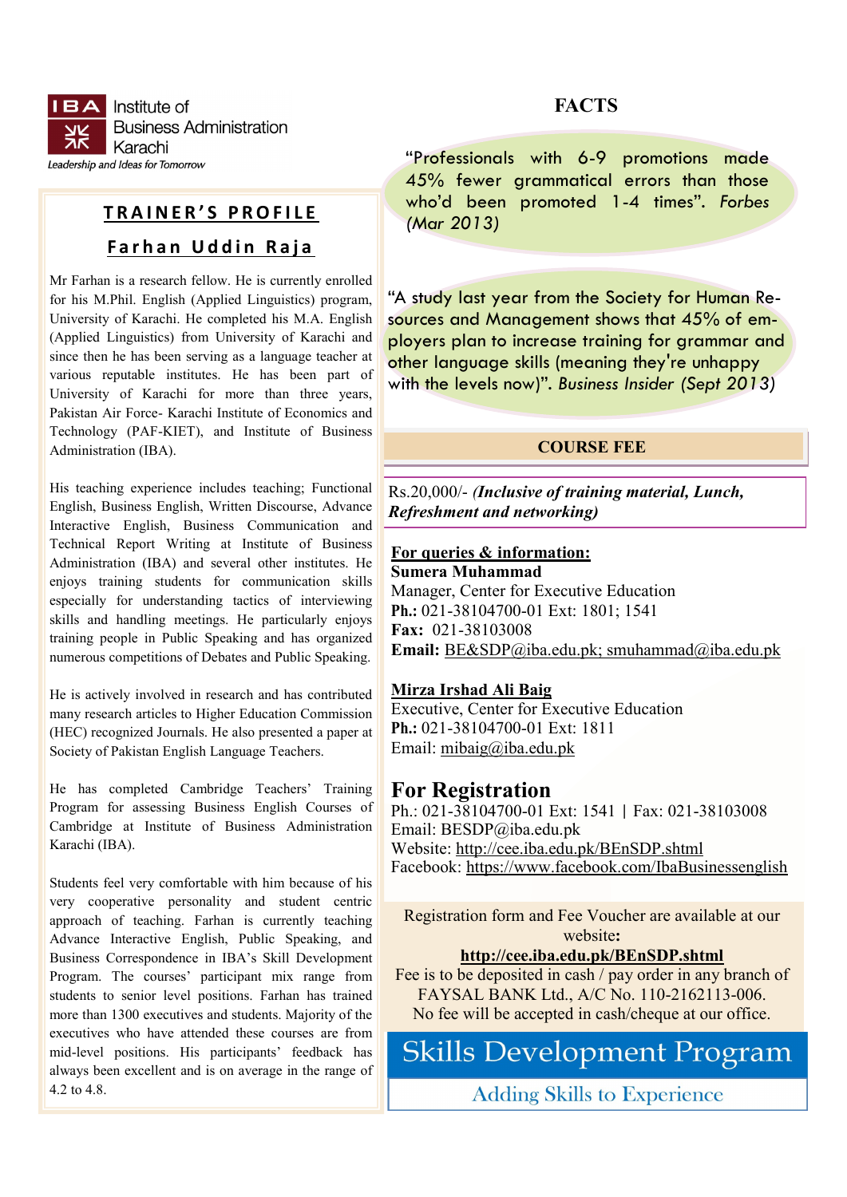IBA Institute of Business Administration Karachi

*Leadership and Ideas for Tomorrow*

## TRAINER'S PROFILE

## Farhan Uddin Raja

Mr Farhan is a research fellow. He is currently enrolled for his M.Phil. English (Applied Linguistics) program, University of Karachi. He completed his M.A. English (Applied Linguistics) from University of Karachi and since then he has been serving as a language teacher at various reputable institutes. He has been part of University of Karachi for more than three years, Pakistan Air Force- Karachi Institute of Economics and Technology (PAF-KIET), and Institute of Business Administration (IBA).

His teaching experience includes teaching; Functional English, Business English, Written Discourse, Advance Interactive English, Business Communication and Technical Report Writing at Institute of Business Administration (IBA) and several other institutes. He enjoys training students for communication skills especially for understanding tactics of interviewing skills and handling meetings. He particularly enjoys training people in Public Speaking and has organized numerous competitions of Debates and Public Speaking.

He is actively involved in research and has contributed many research articles to Higher Education Commission (HEC) recognized Journals. He also presented a paper at Society of Pakistan English Language Teachers.

He has completed Cambridge Teachers' Training Program for assessing Business English Courses of Cambridge at Institute of Business Administration Karachi (IBA).

Students feel very comfortable with him because of his very cooperative personality and student centric approach of teaching. Farhan is currently teaching Advance Interactive English, Public Speaking, and Business Correspondence in IBA's Skill Development Program. The courses' participant mix range from students to senior level positions. Farhan has trained more than 1300 executives and students. Majority of the executives who have attended these courses are from mid-level positions. His participants' feedback has always been excellent and is on average in the range of 4.2 to 4.8.

## FACTS

"Professionals with 6-9 promotions made 45% fewer grammatical errors than those who'd been promoted 1-4 times". *Forbes (Mar 2013)*

"A study last year from the Society for Human Resources and Management shows that 45% of employers plan to increase training for grammar and other language skills (meaning they're unhappy with the levels now)". *Business Insider (Sept 2013)*

## COURSE FEE

Rs.20,000/- ***(Inclusive of training material, Lunch, Refreshment and networking)***

**For queries & information:**

**Sumera Muhammad**
Manager, Center for Executive Education
**Ph.:** 021-38104700-01 Ext: 1801; 1541
**Fax:** 021-38103008
**Email:** BE&SDP@iba.edu.pk; smuhammad@iba.edu.pk

**Mirza Irshad Ali Baig**
Executive, Center for Executive Education
**Ph.:** 021-38104700-01 Ext: 1811
Email: mibaig@iba.edu.pk

## For Registration

Ph.: 021-38104700-01 Ext: 1541 | Fax: 021-38103008
Email: BESDP@iba.edu.pk
Website: http://cee.iba.edu.pk/BEnSDP.shtml
Facebook: https://www.facebook.com/IbaBusinessenglish

Registration form and Fee Voucher are available at our website**:**
**http://cee.iba.edu.pk/BEnSDP.shtml**
Fee is to be deposited in cash / pay order in any branch of FAYSAL BANK Ltd., A/C No. 110-2162113-006.
No fee will be accepted in cash/cheque at our office.

# Skills Development Program

Adding Skills to Experience